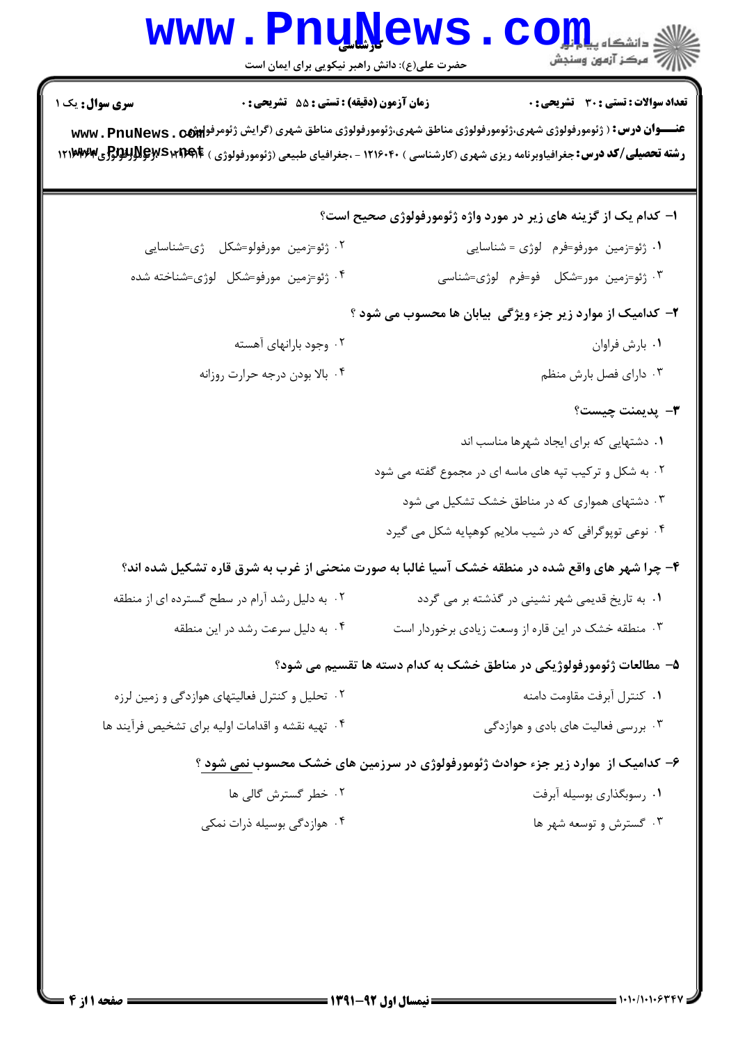**سری سوال:** یک ۱

**زمان آزمون (دقیقه) : تستی : ۵۵ تشریحی : ۰**

**تعداد سوالات : تستی : ۳۰ تشریحی : ۰**

**عنـــوان درس :** ( ژئومورفولوژی شهری،ژئومورفولوژی مناطق شهری،ژئومورفولوژی مناطق شهری (گرایش ژئومورفولوژی

**رشته تحصیلی/کد درس :** جغرافیاوبرنامه ریزی شهری (کارشناسی ) ۱۲۱۶۰۴۰ - ،جغرافیای طبیعی (ژئومورفولوژی ) ۱۲۱۶۳۱۴ - ،ژئومورفولوژی ۱۲۱۶۳۲۷

**۱- کدام یک از گزینه های زیر در مورد واژه ژئومورفولوژی صحیح است؟**

۱. ژئو=زمین مورفو=فرم لوژی = شناسایی

۲. ژئو=زمین مورفولو=شکل ژی=شناسایی

۳. ژئو=زمین مور=شکل فو=فرم لوژی=شناسی

۴. ژئو=زمین مورفو=شکل لوژی=شناخته شده

**۲- کدامیک از موارد زیر جزء ویژگی بیابان ها محسوب می شود ؟**

۱. بارش فراوان

۲. وجود بارانهای آهسته

۳. دارای فصل بارش منظم

۴. بالا بودن درجه حرارت روزانه

**۳- پدیمنت چیست؟**

۱. دشتهایی که برای ایجاد شهرها مناسب اند

۲. به شکل و ترکیب تپه های ماسه ای در مجموع گفته می شود

۳. دشتهای همواری که در مناطق خشک تشکیل می شود

۴. نوعی توپوگرافی که در شیب ملایم کوهپایه شکل می گیرد

**۴- چرا شهر های واقع شده در منطقه خشک آسیا غالبا به صورت منحنی از غرب به شرق قاره تشکیل شده اند؟**

۱. به تاریخ قدیمی شهر نشینی در گذشته بر می گردد

۲. به دلیل رشد آرام در سطح گسترده ای از منطقه

۳. منطقه خشک در این قاره از وسعت زیادی برخوردار است

۴. به دلیل سرعت رشد در این منطقه

**۵- مطالعات ژئومورفولوژیکی در مناطق خشک به کدام دسته ها تقسیم می شود؟**

۱. کنترل آبرفت مقاومت دامنه

۲. تحلیل و کنترل فعالیتهای هوازدگی و زمین لرزه

۳. بررسی فعالیت های بادی و هوازدگی

۴. تهیه نقشه و اقدامات اولیه برای تشخیص فرآیند ها

**۶- کدامیک از موارد زیر جزء حوادث ژئومورفولوژی در سرزمین های خشک محسوب نمی شود ؟**

۱. رسوبگذاری بوسیله آبرفت

۲. خطر گسترش گالی ها

۳. گسترش و توسعه شهر ها

۴. هوازدگی بوسیله ذرات نمکی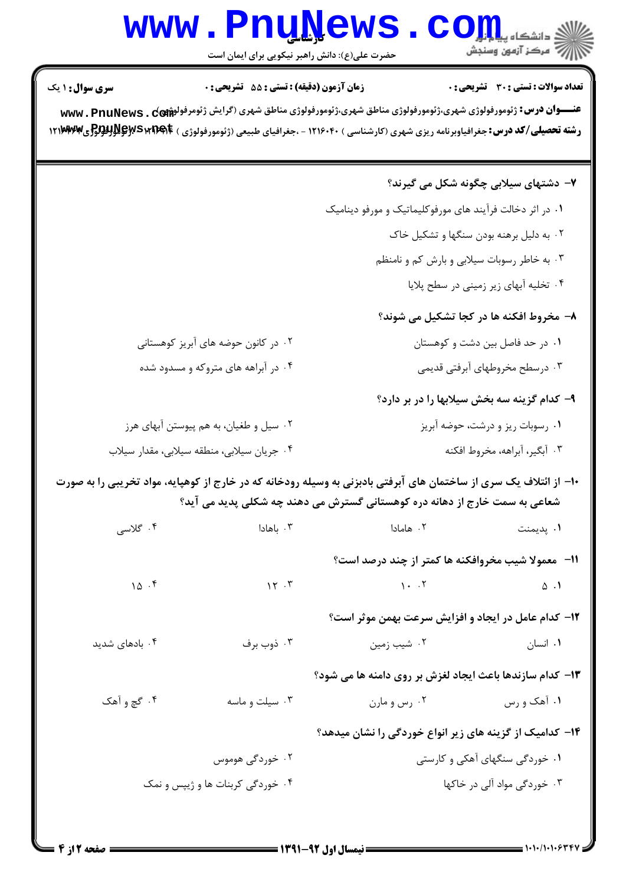**سری سوال:** ۱ یک | **زمان آزمون (دقیقه): تستی:** ۵۵ **تشریحی:** ۰ | **تعداد سوالات: تستی:** ۳۰ **تشریحی:** ۰

**عنـــوان درس:** ژئومورفولوژی شهری،ژئومورفولوژی مناطق شهری،ژئومورفولوژی مناطق شهری (گرایش ژئومورفولوژی)

**رشته تحصیلی/کد درس:** جغرافیاوبرنامه ریزی شهری (کارشناسی ) ۱۲۱۶۰۴۰ - ،جغرافیای طبیعی (ژئومورفولوژی ) ۱۲۱۶۴۱۴ - ،ژئومورفولوژی ۱۲۱۶۴۲۴

**۷- دشتهای سیلابی چگونه شکل می گیرند؟**

۱. در اثر دخالت فرآیند های مورفوکلیماتیک و مورفو دینامیک

۲. به دلیل برهنه بودن سنگها و تشکیل خاک

۳. به خاطر رسوبات سیلابی و بارش کم و نامنظم

۴. تخلیه آبهای زیر زمینی در سطح پلایا

**۸- مخروط افکنه ها در کجا تشکیل می شوند؟**

۱. در حد فاصل بین دشت و کوهستان

۲. در کانون حوضه های آبریز کوهستانی

۳. درسطح مخروطهای آبرفتی قدیمی

۴. در آبراهه های متروکه و مسدود شده

**۹- کدام گزینه سه بخش سیلابها را در بر دارد؟**

۱. رسوبات ریز و درشت، حوضه آبریز

۲. سیل و طغیان، به هم پیوستن آبهای هرز

۳. آبگیر، آبراهه، مخروط افکنه

۴. جریان سیلابی، منطقه سیلابی، مقدار سیلاب

**۱۰- از ائتلاف یک سری از ساختمان های آبرفتی بادبزنی به وسیله رودخانه که در خارج از کوهپایه، مواد تخریبی را به صورت شعاعی به سمت خارج از دهانه دره کوهستانی گسترش می دهند چه شکلی پدید می آید؟**

۱. پدیمنت ۲. هامادا ۳. باهادا ۴. گلاسی

**۱۱- معمولا شیب مخروافکنه ها کمتر از چند درصد است؟**

۱. ۵ ۲. ۱۰ ۳. ۱۲ ۴. ۱۵

**۱۲- کدام عامل در ایجاد و افزایش سرعت بهمن موثر است؟**

۱. انسان ۲. شیب زمین ۳. ذوب برف ۴. بادهای شدید

**۱۳- کدام سازندها باعث ایجاد لغزش بر روی دامنه ها می شود؟**

۱. آهک و رس ۲. رس و مارن ۳. سیلت و ماسه ۴. گچ و آهک

**۱۴- کدامیک از گزینه های زیر انواع خوردگی را نشان میدهد؟**

۱. خوردگی سنگهای آهکی و کارستی

۲. خوردگی هوموس

۳. خوردگی مواد آلی در خاکها

۴. خوردگی کربنات ها و ژیپس و نمک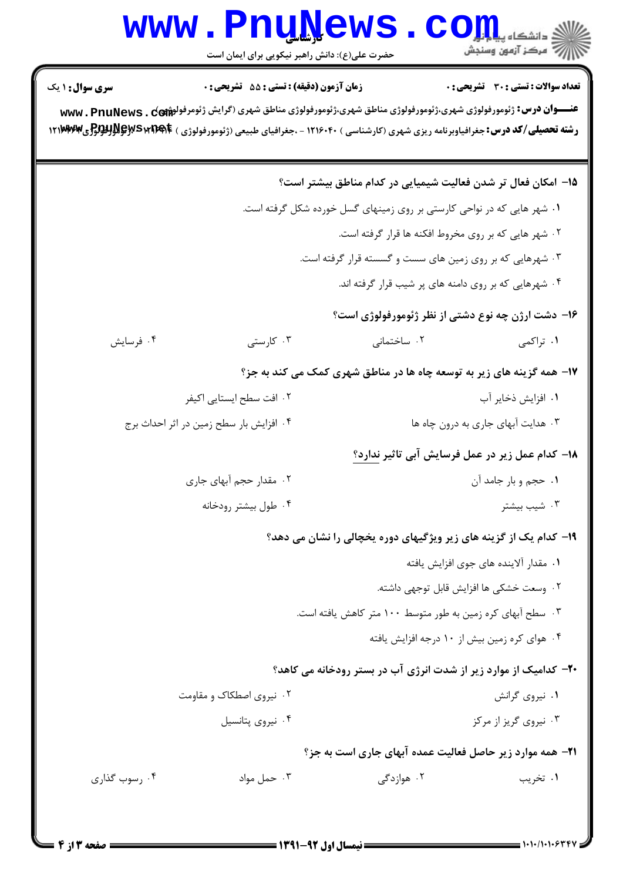**۱۵- امکان فعال تر شدن فعالیت شیمیایی در کدام مناطق بیشتر است؟**

۱. شهر هایی که در نواحی کارستی بر روی زمینهای گسل خورده شکل گرفته است.

۲. شهر هایی که بر روی مخروط افکنه ها قرار گرفته است.

۳. شهرهایی که بر روی زمین های سست و گسسته قرار گرفته است.

۴. شهرهایی که بر روی دامنه های پر شیب قرار گرفته اند.

**۱۶- دشت ارژن چه نوع دشتی از نظر ژئومورفولوژی است؟**

۱. تراکمی
۲. ساختمانی
۳. کارستی
۴. فرسایش

**۱۷- همه گزینه های زیر به توسعه چاه ها در مناطق شهری کمک می کند به جز؟**

۱. افزایش ذخایر آب
۲. افت سطح ایستایی اکیفر
۳. هدایت آبهای جاری به درون چاه ها
۴. افزایش بار سطح زمین در اثر احداث برج

**۱۸- کدام عمل زیر در عمل فرسایش آبی تاثیر ندارد؟**

۱. حجم و بار جامد آن
۲. مقدار حجم آبهای جاری
۳. شیب بیشتر
۴. طول بیشتر رودخانه

**۱۹- کدام یک از گزینه های زیر ویژگیهای دوره یخچالی را نشان می دهد؟**

۱. مقدار آلاینده های جوی افزایش یافته

۲. وسعت خشکی ها افزایش قابل توجهی داشته.

۳. سطح آبهای کره زمین به طور متوسط ۱۰۰ متر کاهش یافته است.

۴. هوای کره زمین بیش از ۱۰ درجه افزایش یافته

**۲۰- کدامیک از موارد زیر از شدت انرژی آب در بستر رودخانه می کاهد؟**

۱. نیروی گرانش
۲. نیروی اصطکاک و مقاومت
۳. نیروی گریز از مرکز
۴. نیروی پتانسیل

**۲۱- همه موارد زیر حاصل فعالیت عمده آبهای جاری است به جز؟**

۱. تخریب
۲. هوازدگی
۳. حمل مواد
۴. رسوب گذاری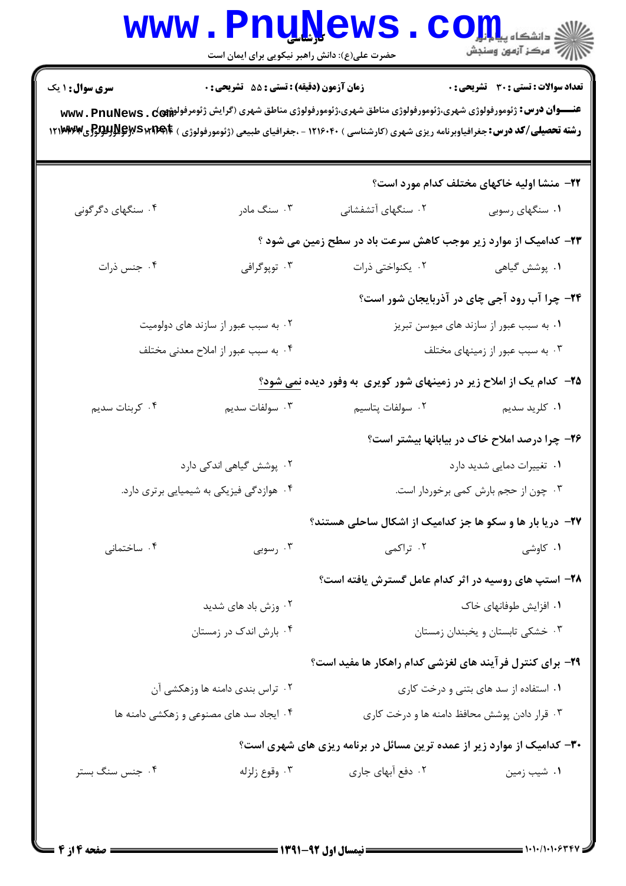**سری سوال:** ۱ یک

**زمان آزمون (دقیقه) : تستی :** ۵۵ **تشریحی :** ۰

**تعداد سوالات : تستی :** ۳۰ **تشریحی :** ۰

**عنـــوان درس:** ژئومورفولوژی شهری،ژئومورفولوژی مناطق شهری،ژئومورفولوژی مناطق شهری (گرایش ژئومورفولوژی)

**رشته تحصیلی/کد درس:** جغرافیاوبرنامه ریزی شهری (کارشناسی ) ۱۲۱۶۰۴۰ - ،جغرافیای طبیعی (ژئومورفولوژی ) ۱۲۱۶۳۱۴ - ،ژئومورفولوژی ۱۲۱۶۳۴۴

---

۲۲- منشا اولیه خاکهای مختلف کدام مورد است؟

۱. سنگهای رسوبی
۲. سنگهای آتشفشانی
۳. سنگ مادر
۴. سنگهای دگرگونی

۲۳- کدامیک از موارد زیر موجب کاهش سرعت باد در سطح زمین می شود ؟

۱. پوشش گیاهی
۲. یکنواختی ذرات
۳. توپوگرافی
۴. جنس ذرات

۲۴- چرا آب رود آجی چای در آذربایجان شور است؟

۱. به سبب عبور از سازند های میوسن تبریز
۲. به سبب عبور از سازند های دولومیت
۳. به سبب عبور از زمینهای مختلف
۴. به سبب عبور از املاح معدنی مختلف

۲۵- کدام یک از املاح زیر در زمینهای شور کویری به وفور دیده نمی شود؟

۱. کلرید سدیم
۲. سولفات پتاسیم
۳. سولفات سدیم
۴. کربنات سدیم

۲۶- چرا درصد املاح خاک در بیابانها بیشتر است؟

۱. تغییرات دمایی شدید دارد
۲. پوشش گیاهی اندکی دارد
۳. چون از حجم بارش کمی برخوردار است.
۴. هوازدگی فیزیکی به شیمیایی برتری دارد.

۲۷- دریا بار ها و سکو ها جز کدامیک از اشکال ساحلی هستند؟

۱. کاوشی
۲. تراکمی
۳. رسوبی
۴. ساختمانی

۲۸- استپ های روسیه در اثر کدام عامل گسترش یافته است؟

۱. افزایش طوفانهای خاک
۲. وزش باد های شدید
۳. خشکی تابستان و یخبندان زمستان
۴. بارش اندک در زمستان

۲۹- برای کنترل فرآیند های لغزشی کدام راهکار ها مفید است؟

۱. استفاده از سد های بتنی و درخت کاری
۲. تراس بندی دامنه ها وزهکشی آن
۳. قرار دادن پوشش محافظ دامنه ها و درخت کاری
۴. ایجاد سد های مصنوعی و زهکشی دامنه ها

۳۰- کدامیک از موارد زیر از عمده ترین مسائل در برنامه ریزی های شهری است؟

۱. شیب زمین
۲. دفع آبهای جاری
۳. وقوع زلزله
۴. جنس سنگ بستر